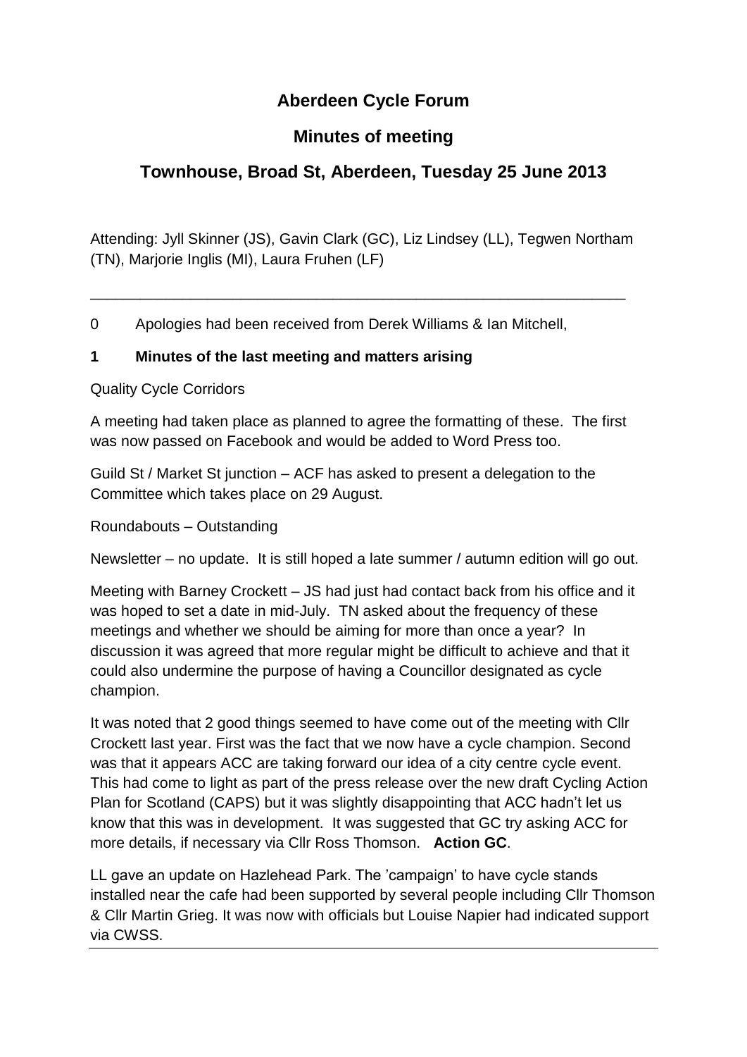# Aberdeen Cycle Forum

## Minutes of meeting

## Townhouse, Broad St, Aberdeen, Tuesday 25 June 2013

Attending: Jyll Skinner (JS), Gavin Clark (GC), Liz Lindsey (LL), Tegwen Northam (TN), Marjorie Inglis (MI), Laura Fruhen (LF)

---

0 Apologies had been received from Derek Williams & Ian Mitchell,

### 1 Minutes of the last meeting and matters arising

Quality Cycle Corridors

A meeting had taken place as planned to agree the formatting of these. The first was now passed on Facebook and would be added to Word Press too.

Guild St / Market St junction – ACF has asked to present a delegation to the Committee which takes place on 29 August.

Roundabouts – Outstanding

Newsletter – no update. It is still hoped a late summer / autumn edition will go out.

Meeting with Barney Crockett – JS had just had contact back from his office and it was hoped to set a date in mid-July. TN asked about the frequency of these meetings and whether we should be aiming for more than once a year? In discussion it was agreed that more regular might be difficult to achieve and that it could also undermine the purpose of having a Councillor designated as cycle champion.

It was noted that 2 good things seemed to have come out of the meeting with Cllr Crockett last year. First was the fact that we now have a cycle champion. Second was that it appears ACC are taking forward our idea of a city centre cycle event. This had come to light as part of the press release over the new draft Cycling Action Plan for Scotland (CAPS) but it was slightly disappointing that ACC hadn't let us know that this was in development. It was suggested that GC try asking ACC for more details, if necessary via Cllr Ross Thomson. **Action GC**.

LL gave an update on Hazlehead Park. The 'campaign' to have cycle stands installed near the cafe had been supported by several people including Cllr Thomson & Cllr Martin Grieg. It was now with officials but Louise Napier had indicated support via CWSS.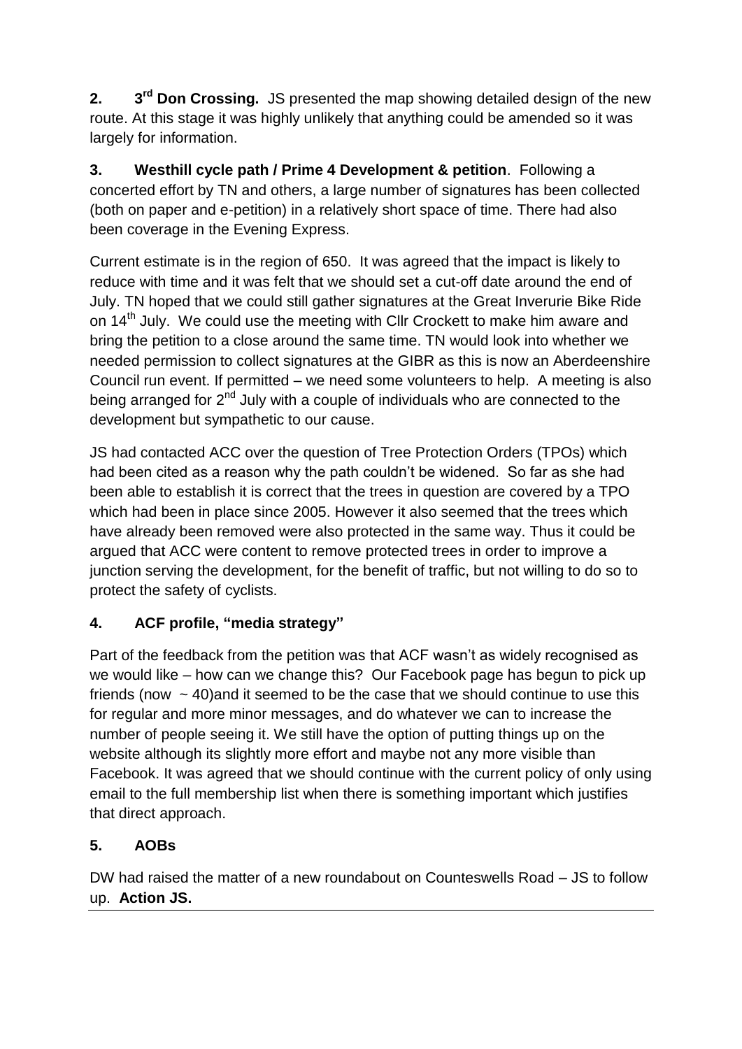**2. 3rd Don Crossing.** JS presented the map showing detailed design of the new route. At this stage it was highly unlikely that anything could be amended so it was largely for information.

**3. Westhill cycle path / Prime 4 Development & petition**. Following a concerted effort by TN and others, a large number of signatures has been collected (both on paper and e-petition) in a relatively short space of time. There had also been coverage in the Evening Express.

Current estimate is in the region of 650. It was agreed that the impact is likely to reduce with time and it was felt that we should set a cut-off date around the end of July. TN hoped that we could still gather signatures at the Great Inverurie Bike Ride on 14th July. We could use the meeting with Cllr Crockett to make him aware and bring the petition to a close around the same time. TN would look into whether we needed permission to collect signatures at the GIBR as this is now an Aberdeenshire Council run event. If permitted – we need some volunteers to help. A meeting is also being arranged for 2nd July with a couple of individuals who are connected to the development but sympathetic to our cause.

JS had contacted ACC over the question of Tree Protection Orders (TPOs) which had been cited as a reason why the path couldn't be widened. So far as she had been able to establish it is correct that the trees in question are covered by a TPO which had been in place since 2005. However it also seemed that the trees which have already been removed were also protected in the same way. Thus it could be argued that ACC were content to remove protected trees in order to improve a junction serving the development, for the benefit of traffic, but not willing to do so to protect the safety of cyclists.

## 4. ACF profile, "media strategy"

Part of the feedback from the petition was that ACF wasn't as widely recognised as we would like – how can we change this? Our Facebook page has begun to pick up friends (now ~ 40)and it seemed to be the case that we should continue to use this for regular and more minor messages, and do whatever we can to increase the number of people seeing it. We still have the option of putting things up on the website although its slightly more effort and maybe not any more visible than Facebook. It was agreed that we should continue with the current policy of only using email to the full membership list when there is something important which justifies that direct approach.

## 5. AOBs

DW had raised the matter of a new roundabout on Counteswells Road – JS to follow up. **Action JS.**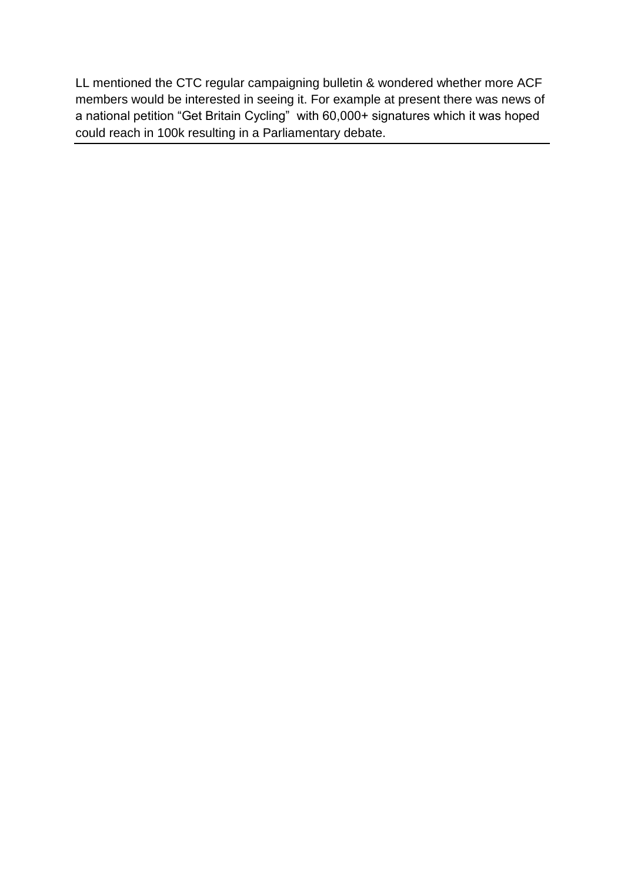LL mentioned the CTC regular campaigning bulletin & wondered whether more ACF members would be interested in seeing it. For example at present there was news of a national petition "Get Britain Cycling" with 60,000+ signatures which it was hoped could reach in 100k resulting in a Parliamentary debate.

---